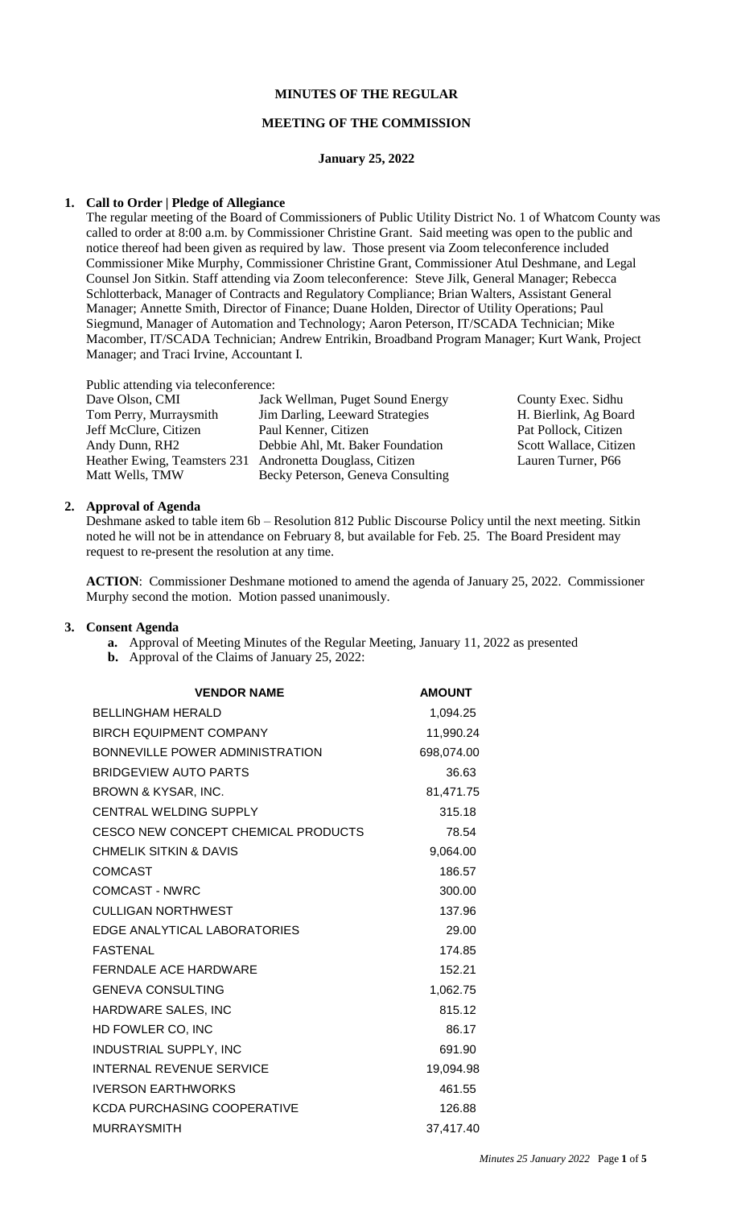# MINUTES OF THE REGULAR

## MEETING OF THE COMMISSION

### January 25, 2022

**1. Call to Order | Pledge of Allegiance**

The regular meeting of the Board of Commissioners of Public Utility District No. 1 of Whatcom County was called to order at 8:00 a.m. by Commissioner Christine Grant. Said meeting was open to the public and notice thereof had been given as required by law. Those present via Zoom teleconference included Commissioner Mike Murphy, Commissioner Christine Grant, Commissioner Atul Deshmane, and Legal Counsel Jon Sitkin. Staff attending via Zoom teleconference: Steve Jilk, General Manager; Rebecca Schlotterback, Manager of Contracts and Regulatory Compliance; Brian Walters, Assistant General Manager; Annette Smith, Director of Finance; Duane Holden, Director of Utility Operations; Paul Siegmund, Manager of Automation and Technology; Aaron Peterson, IT/SCADA Technician; Mike Macomber, IT/SCADA Technician; Andrew Entrikin, Broadband Program Manager; Kurt Wank, Project Manager; and Traci Irvine, Accountant I.

Public attending via teleconference:

| | | |
|---|---|---|
| Dave Olson, CMI | Jack Wellman, Puget Sound Energy | County Exec. Sidhu |
| Tom Perry, Murraysmith | Jim Darling, Leeward Strategies | H. Bierlink, Ag Board |
| Jeff McClure, Citizen | Paul Kenner, Citizen | Pat Pollock, Citizen |
| Andy Dunn, RH2 | Debbie Ahl, Mt. Baker Foundation | Scott Wallace, Citizen |
| Heather Ewing, Teamsters 231 | Andronetta Douglass, Citizen | Lauren Turner, P66 |
| Matt Wells, TMW | Becky Peterson, Geneva Consulting | |

**2. Approval of Agenda**

Deshmane asked to table item 6b – Resolution 812 Public Discourse Policy until the next meeting. Sitkin noted he will not be in attendance on February 8, but available for Feb. 25. The Board President may request to re-present the resolution at any time.

**ACTION**: Commissioner Deshmane motioned to amend the agenda of January 25, 2022. Commissioner Murphy second the motion. Motion passed unanimously.

**3. Consent Agenda**

- **a.** Approval of Meeting Minutes of the Regular Meeting, January 11, 2022 as presented
- **b.** Approval of the Claims of January 25, 2022:

| VENDOR NAME | AMOUNT |
|---|---|
| BELLINGHAM HERALD | 1,094.25 |
| BIRCH EQUIPMENT COMPANY | 11,990.24 |
| BONNEVILLE POWER ADMINISTRATION | 698,074.00 |
| BRIDGEVIEW AUTO PARTS | 36.63 |
| BROWN & KYSAR, INC. | 81,471.75 |
| CENTRAL WELDING SUPPLY | 315.18 |
| CESCO NEW CONCEPT CHEMICAL PRODUCTS | 78.54 |
| CHMELIK SITKIN & DAVIS | 9,064.00 |
| COMCAST | 186.57 |
| COMCAST - NWRC | 300.00 |
| CULLIGAN NORTHWEST | 137.96 |
| EDGE ANALYTICAL LABORATORIES | 29.00 |
| FASTENAL | 174.85 |
| FERNDALE ACE HARDWARE | 152.21 |
| GENEVA CONSULTING | 1,062.75 |
| HARDWARE SALES, INC | 815.12 |
| HD FOWLER CO, INC | 86.17 |
| INDUSTRIAL SUPPLY, INC | 691.90 |
| INTERNAL REVENUE SERVICE | 19,094.98 |
| IVERSON EARTHWORKS | 461.55 |
| KCDA PURCHASING COOPERATIVE | 126.88 |
| MURRAYSMITH | 37,417.40 |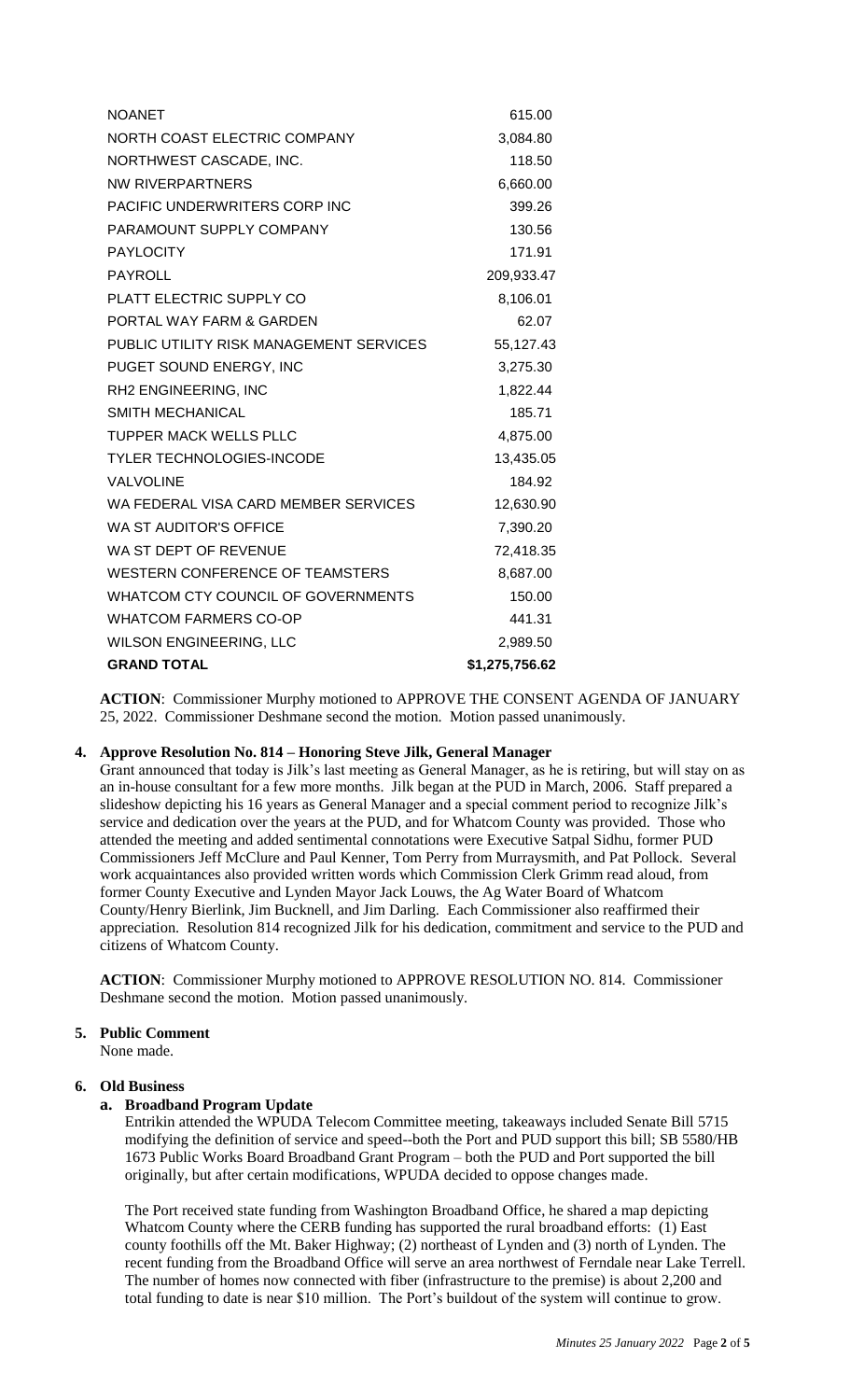| | |
|---|---|
| NOANET | 615.00 |
| NORTH COAST ELECTRIC COMPANY | 3,084.80 |
| NORTHWEST CASCADE, INC. | 118.50 |
| NW RIVERPARTNERS | 6,660.00 |
| PACIFIC UNDERWRITERS CORP INC | 399.26 |
| PARAMOUNT SUPPLY COMPANY | 130.56 |
| PAYLOCITY | 171.91 |
| PAYROLL | 209,933.47 |
| PLATT ELECTRIC SUPPLY CO | 8,106.01 |
| PORTAL WAY FARM & GARDEN | 62.07 |
| PUBLIC UTILITY RISK MANAGEMENT SERVICES | 55,127.43 |
| PUGET SOUND ENERGY, INC | 3,275.30 |
| RH2 ENGINEERING, INC | 1,822.44 |
| SMITH MECHANICAL | 185.71 |
| TUPPER MACK WELLS PLLC | 4,875.00 |
| TYLER TECHNOLOGIES-INCODE | 13,435.05 |
| VALVOLINE | 184.92 |
| WA FEDERAL VISA CARD MEMBER SERVICES | 12,630.90 |
| WA ST AUDITOR'S OFFICE | 7,390.20 |
| WA ST DEPT OF REVENUE | 72,418.35 |
| WESTERN CONFERENCE OF TEAMSTERS | 8,687.00 |
| WHATCOM CTY COUNCIL OF GOVERNMENTS | 150.00 |
| WHATCOM FARMERS CO-OP | 441.31 |
| WILSON ENGINEERING, LLC | 2,989.50 |
| **GRAND TOTAL** | **$1,275,756.62** |

**ACTION**: Commissioner Murphy motioned to APPROVE THE CONSENT AGENDA OF JANUARY 25, 2022. Commissioner Deshmane second the motion. Motion passed unanimously.

**4. Approve Resolution No. 814 – Honoring Steve Jilk, General Manager**

Grant announced that today is Jilk's last meeting as General Manager, as he is retiring, but will stay on as an in-house consultant for a few more months. Jilk began at the PUD in March, 2006. Staff prepared a slideshow depicting his 16 years as General Manager and a special comment period to recognize Jilk's service and dedication over the years at the PUD, and for Whatcom County was provided. Those who attended the meeting and added sentimental connotations were Executive Satpal Sidhu, former PUD Commissioners Jeff McClure and Paul Kenner, Tom Perry from Murraysmith, and Pat Pollock. Several work acquaintances also provided written words which Commission Clerk Grimm read aloud, from former County Executive and Lynden Mayor Jack Louws, the Ag Water Board of Whatcom County/Henry Bierlink, Jim Bucknell, and Jim Darling. Each Commissioner also reaffirmed their appreciation. Resolution 814 recognized Jilk for his dedication, commitment and service to the PUD and citizens of Whatcom County.

**ACTION**: Commissioner Murphy motioned to APPROVE RESOLUTION NO. 814. Commissioner Deshmane second the motion. Motion passed unanimously.

**5. Public Comment**

None made.

**6. Old Business**

**a. Broadband Program Update**

Entrikin attended the WPUDA Telecom Committee meeting, takeaways included Senate Bill 5715 modifying the definition of service and speed--both the Port and PUD support this bill; SB 5580/HB 1673 Public Works Board Broadband Grant Program – both the PUD and Port supported the bill originally, but after certain modifications, WPUDA decided to oppose changes made.

The Port received state funding from Washington Broadband Office, he shared a map depicting Whatcom County where the CERB funding has supported the rural broadband efforts: (1) East county foothills off the Mt. Baker Highway; (2) northeast of Lynden and (3) north of Lynden. The recent funding from the Broadband Office will serve an area northwest of Ferndale near Lake Terrell. The number of homes now connected with fiber (infrastructure to the premise) is about 2,200 and total funding to date is near $10 million. The Port's buildout of the system will continue to grow.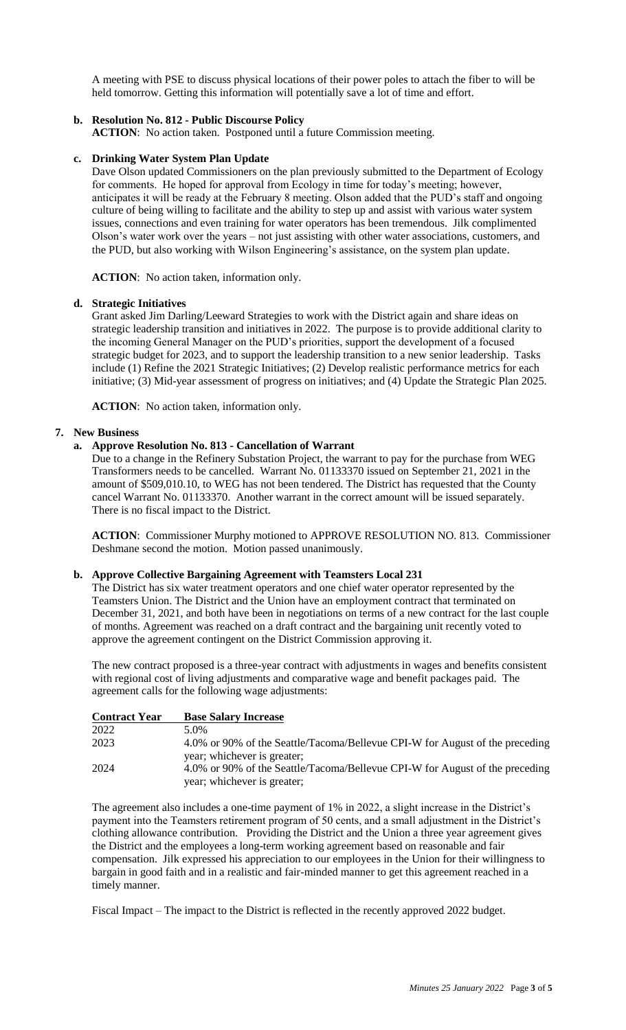A meeting with PSE to discuss physical locations of their power poles to attach the fiber to will be held tomorrow. Getting this information will potentially save a lot of time and effort.

**b. Resolution No. 812 - Public Discourse Policy**

**ACTION**: No action taken. Postponed until a future Commission meeting.

**c. Drinking Water System Plan Update**

Dave Olson updated Commissioners on the plan previously submitted to the Department of Ecology for comments. He hoped for approval from Ecology in time for today's meeting; however, anticipates it will be ready at the February 8 meeting. Olson added that the PUD's staff and ongoing culture of being willing to facilitate and the ability to step up and assist with various water system issues, connections and even training for water operators has been tremendous. Jilk complimented Olson's water work over the years – not just assisting with other water associations, customers, and the PUD, but also working with Wilson Engineering's assistance, on the system plan update.

**ACTION**: No action taken, information only.

**d. Strategic Initiatives**

Grant asked Jim Darling/Leeward Strategies to work with the District again and share ideas on strategic leadership transition and initiatives in 2022. The purpose is to provide additional clarity to the incoming General Manager on the PUD's priorities, support the development of a focused strategic budget for 2023, and to support the leadership transition to a new senior leadership. Tasks include (1) Refine the 2021 Strategic Initiatives; (2) Develop realistic performance metrics for each initiative; (3) Mid-year assessment of progress on initiatives; and (4) Update the Strategic Plan 2025.

**ACTION**: No action taken, information only.

**7. New Business**

**a. Approve Resolution No. 813 - Cancellation of Warrant**

Due to a change in the Refinery Substation Project, the warrant to pay for the purchase from WEG Transformers needs to be cancelled. Warrant No. 01133370 issued on September 21, 2021 in the amount of $509,010.10, to WEG has not been tendered. The District has requested that the County cancel Warrant No. 01133370. Another warrant in the correct amount will be issued separately. There is no fiscal impact to the District.

**ACTION**: Commissioner Murphy motioned to APPROVE RESOLUTION NO. 813. Commissioner Deshmane second the motion. Motion passed unanimously.

**b. Approve Collective Bargaining Agreement with Teamsters Local 231**

The District has six water treatment operators and one chief water operator represented by the Teamsters Union. The District and the Union have an employment contract that terminated on December 31, 2021, and both have been in negotiations on terms of a new contract for the last couple of months. Agreement was reached on a draft contract and the bargaining unit recently voted to approve the agreement contingent on the District Commission approving it.

The new contract proposed is a three-year contract with adjustments in wages and benefits consistent with regional cost of living adjustments and comparative wage and benefit packages paid. The agreement calls for the following wage adjustments:

| Contract Year | Base Salary Increase |
|---|---|
| 2022 | 5.0% |
| 2023 | 4.0% or 90% of the Seattle/Tacoma/Bellevue CPI-W for August of the preceding year; whichever is greater; |
| 2024 | 4.0% or 90% of the Seattle/Tacoma/Bellevue CPI-W for August of the preceding year; whichever is greater; |

The agreement also includes a one-time payment of 1% in 2022, a slight increase in the District's payment into the Teamsters retirement program of 50 cents, and a small adjustment in the District's clothing allowance contribution. Providing the District and the Union a three year agreement gives the District and the employees a long-term working agreement based on reasonable and fair compensation. Jilk expressed his appreciation to our employees in the Union for their willingness to bargain in good faith and in a realistic and fair-minded manner to get this agreement reached in a timely manner.

Fiscal Impact – The impact to the District is reflected in the recently approved 2022 budget.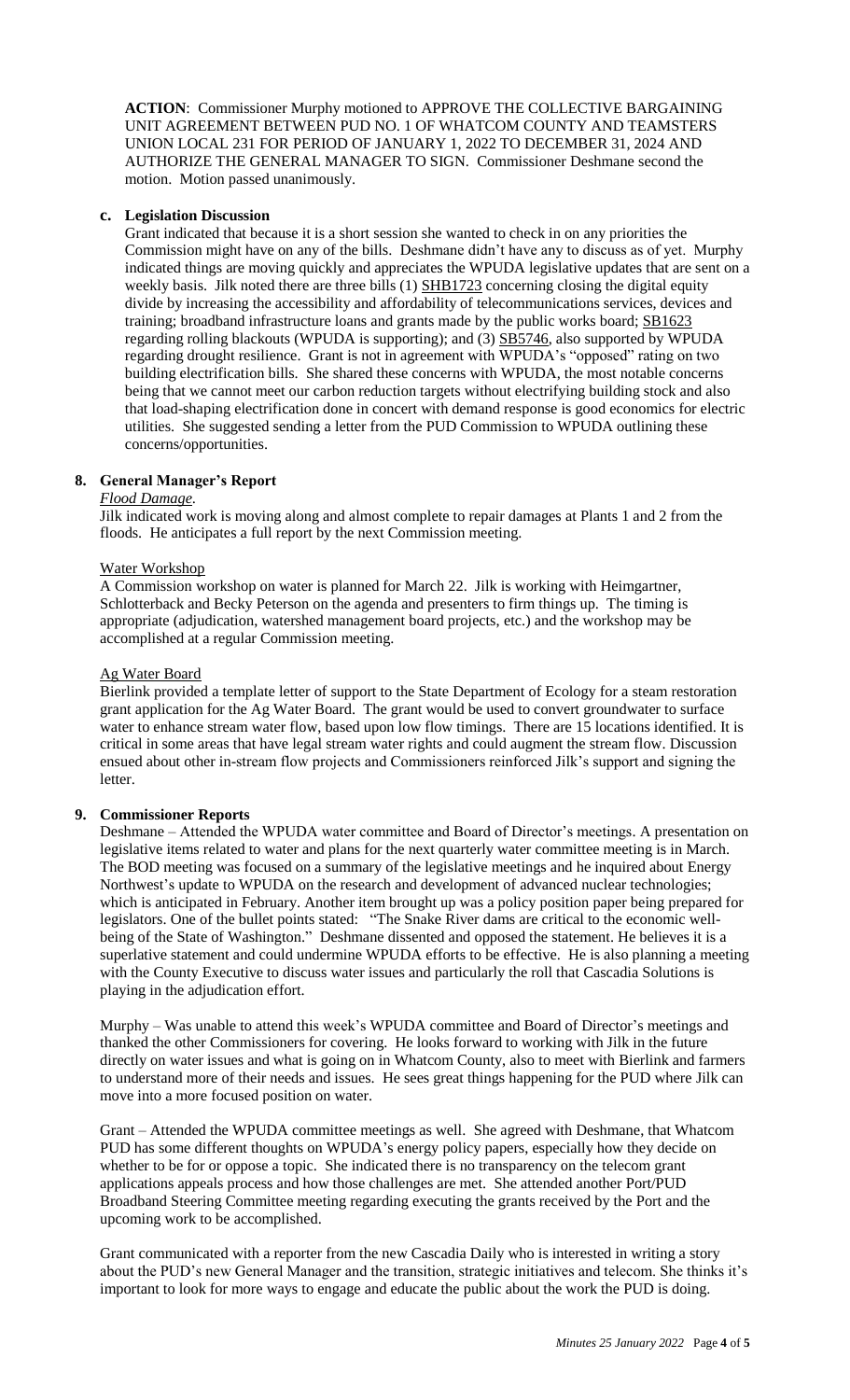**ACTION**: Commissioner Murphy motioned to APPROVE THE COLLECTIVE BARGAINING UNIT AGREEMENT BETWEEN PUD NO. 1 OF WHATCOM COUNTY AND TEAMSTERS UNION LOCAL 231 FOR PERIOD OF JANUARY 1, 2022 TO DECEMBER 31, 2024 AND AUTHORIZE THE GENERAL MANAGER TO SIGN. Commissioner Deshmane second the motion. Motion passed unanimously.

**c. Legislation Discussion**

Grant indicated that because it is a short session she wanted to check in on any priorities the Commission might have on any of the bills. Deshmane didn't have any to discuss as of yet. Murphy indicated things are moving quickly and appreciates the WPUDA legislative updates that are sent on a weekly basis. Jilk noted there are three bills (1) SHB1723 concerning closing the digital equity divide by increasing the accessibility and affordability of telecommunications services, devices and training; broadband infrastructure loans and grants made by the public works board; SB1623 regarding rolling blackouts (WPUDA is supporting); and (3) SB5746, also supported by WPUDA regarding drought resilience. Grant is not in agreement with WPUDA's "opposed" rating on two building electrification bills. She shared these concerns with WPUDA, the most notable concerns being that we cannot meet our carbon reduction targets without electrifying building stock and also that load-shaping electrification done in concert with demand response is good economics for electric utilities. She suggested sending a letter from the PUD Commission to WPUDA outlining these concerns/opportunities.

## 8. General Manager's Report

*Flood Damage.*

Jilk indicated work is moving along and almost complete to repair damages at Plants 1 and 2 from the floods. He anticipates a full report by the next Commission meeting.

Water Workshop

A Commission workshop on water is planned for March 22. Jilk is working with Heimgartner, Schlotterback and Becky Peterson on the agenda and presenters to firm things up. The timing is appropriate (adjudication, watershed management board projects, etc.) and the workshop may be accomplished at a regular Commission meeting.

Ag Water Board

Bierlink provided a template letter of support to the State Department of Ecology for a steam restoration grant application for the Ag Water Board. The grant would be used to convert groundwater to surface water to enhance stream water flow, based upon low flow timings. There are 15 locations identified. It is critical in some areas that have legal stream water rights and could augment the stream flow. Discussion ensued about other in-stream flow projects and Commissioners reinforced Jilk's support and signing the letter.

## 9. Commissioner Reports

Deshmane – Attended the WPUDA water committee and Board of Director's meetings. A presentation on legislative items related to water and plans for the next quarterly water committee meeting is in March. The BOD meeting was focused on a summary of the legislative meetings and he inquired about Energy Northwest's update to WPUDA on the research and development of advanced nuclear technologies; which is anticipated in February. Another item brought up was a policy position paper being prepared for legislators. One of the bullet points stated: "The Snake River dams are critical to the economic well-being of the State of Washington." Deshmane dissented and opposed the statement. He believes it is a superlative statement and could undermine WPUDA efforts to be effective. He is also planning a meeting with the County Executive to discuss water issues and particularly the roll that Cascadia Solutions is playing in the adjudication effort.

Murphy – Was unable to attend this week's WPUDA committee and Board of Director's meetings and thanked the other Commissioners for covering. He looks forward to working with Jilk in the future directly on water issues and what is going on in Whatcom County, also to meet with Bierlink and farmers to understand more of their needs and issues. He sees great things happening for the PUD where Jilk can move into a more focused position on water.

Grant – Attended the WPUDA committee meetings as well. She agreed with Deshmane, that Whatcom PUD has some different thoughts on WPUDA's energy policy papers, especially how they decide on whether to be for or oppose a topic. She indicated there is no transparency on the telecom grant applications appeals process and how those challenges are met. She attended another Port/PUD Broadband Steering Committee meeting regarding executing the grants received by the Port and the upcoming work to be accomplished.

Grant communicated with a reporter from the new Cascadia Daily who is interested in writing a story about the PUD's new General Manager and the transition, strategic initiatives and telecom. She thinks it's important to look for more ways to engage and educate the public about the work the PUD is doing.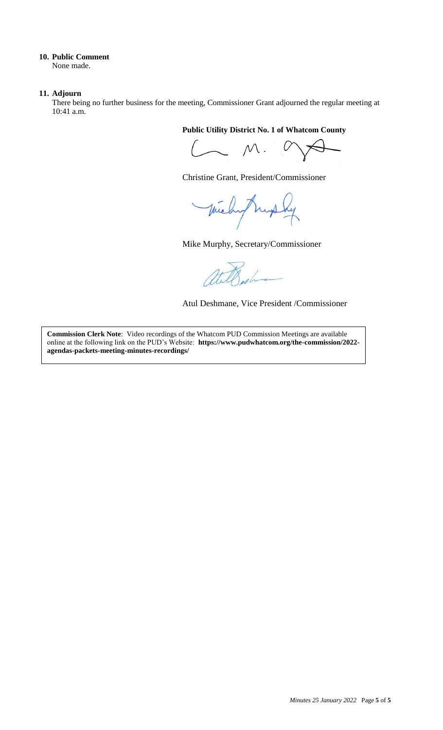**10. Public Comment**

None made.

**11. Adjourn**

There being no further business for the meeting, Commissioner Grant adjourned the regular meeting at 10:41 a.m.

**Public Utility District No. 1 of Whatcom County**

Christine Grant, President/Commissioner

Mike Murphy, Secretary/Commissioner

Atul Deshmane, Vice President /Commissioner

**Commission Clerk Note**: Video recordings of the Whatcom PUD Commission Meetings are available online at the following link on the PUD's Website: **https://www.pudwhatcom.org/the-commission/2022-agendas-packets-meeting-minutes-recordings/**